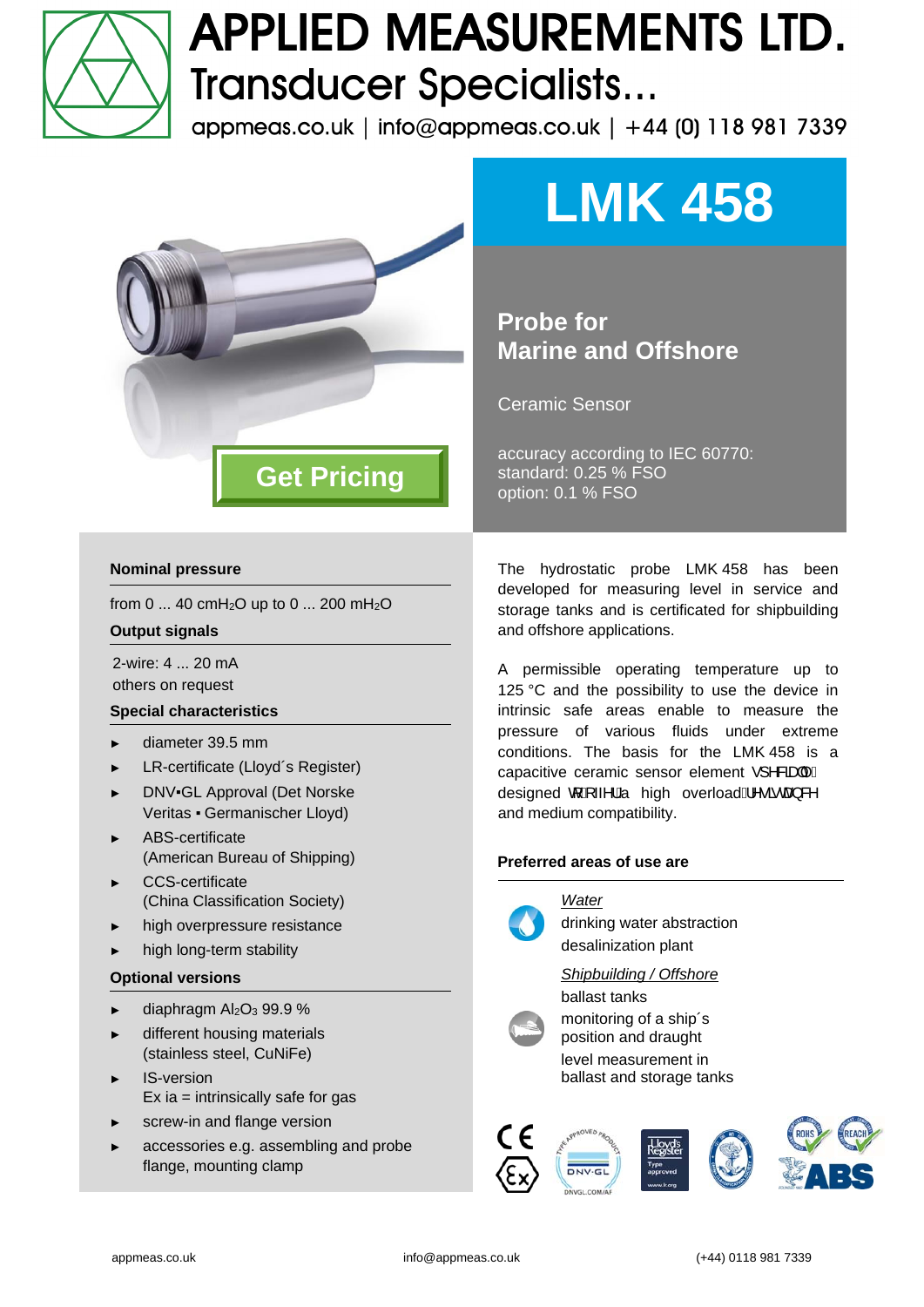# APPLIED MEASUREMENTS LTD.

## Transducer Specialists...

appmeas.co.uk | info@appmeas.co.uk | +44 (0) 118 981 7339

# LMK 458

## Probe for Marine and Offshore

Ceramic Sensor

accuracy according to IEC 60770:
standard: 0.25 % FSO
option: 0.1 % FSO

Get Pricing

### Nominal pressure

from 0 ... 40 cm$H_2O$ up to 0 ... 200 m$H_2O$

### Output signals

2-wire: 4 ... 20 mA
others on request

### Special characteristics

- diameter 39.5 mm
- LR-certificate (Lloyd´s Register)
- DNV•GL Approval (Det Norske Veritas • Germanischer Lloyd)
- ABS-certificate (American Bureau of Shipping)
- CCS-certificate (China Classification Society)
- high overpressure resistance
- high long-term stability

### Optional versions

- diaphragm $Al_2O_3$ 99.9 %
- different housing materials (stainless steel, CuNiFe)
- IS-version
  Ex ia = intrinsically safe for gas
- screw-in and flange version
- accessories e.g. assembling and probe flange, mounting clamp

The hydrostatic probe LMK 458 has been developed for measuring level in service and storage tanks and is certificated for shipbuilding and offshore applications.

A permissible operating temperature up to 125 °C and the possibility to use the device in intrinsic safe areas enable to measure the pressure of various fluids under extreme conditions. The basis for the LMK 458 is a capacitive ceramic sensor element specially designed to offer a high overload resistance and medium compatibility.

### Preferred areas of use are

*Water*
drinking water abstraction
desalinization plant

*Shipbuilding / Offshore*
ballast tanks
monitoring of a ship´s position and draught
level measurement in ballast and storage tanks

appmeas.co.uk | info@appmeas.co.uk | (+44) 0118 981 7339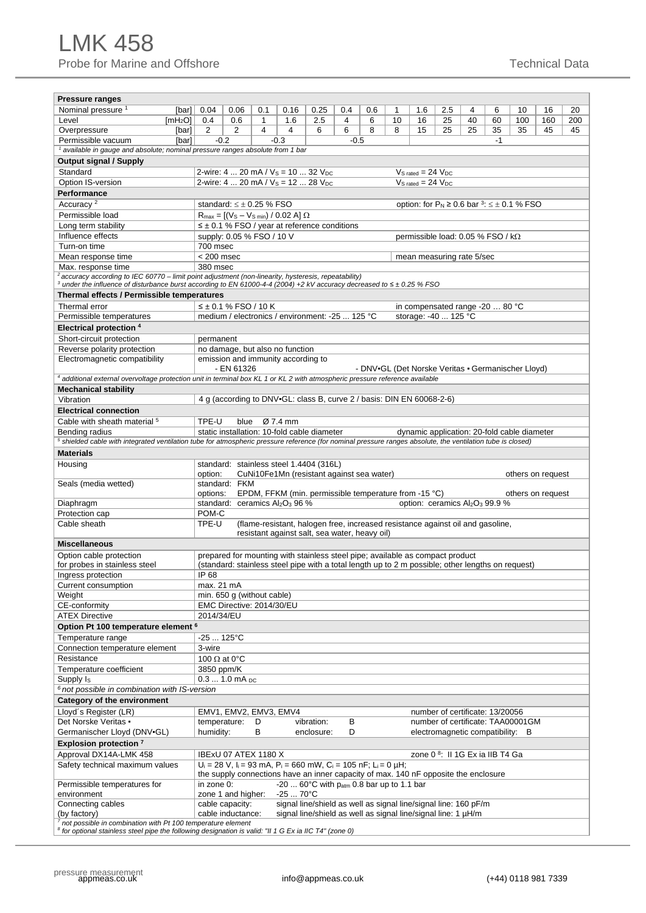# LMK 458

Probe for Marine and Offshore

Technical Data

| Pressure ranges | | | | | | | | | | | | | | | | | |
|---|---|---|---|---|---|---|---|---|---|---|---|---|---|---|---|---|---|
| Nominal pressure [1] | [bar] | 0.04 | 0.06 | 0.1 | 0.16 | 0.25 | 0.4 | 0.6 | 1 | 1.6 | 2.5 | 4 | 6 | 10 | 16 | 20 |
| Level | [mH$_2$O] | 0.4 | 0.6 | 1 | 1.6 | 2.5 | 4 | 6 | 10 | 16 | 25 | 40 | 60 | 100 | 160 | 200 |
| Overpressure | [bar] | 2 | 2 | 4 | 4 | 6 | 6 | 8 | 8 | 15 | 25 | 25 | 35 | 35 | 45 | 45 |
| Permissible vacuum | [bar] | -0.2 | | -0.3 | | -0.5 | | | -1 | | | | | | | |

[1] available in gauge and absolute; nominal pressure ranges absolute from 1 bar

| Output signal / Supply | | |
|---|---|---|
| Standard | 2-wire: 4 ... 20 mA / $V_S$ = 10 ... 32 $V_{DC}$ | $V_{S\ rated}$ = 24 $V_{DC}$ |
| Option IS-version | 2-wire: 4 ... 20 mA / $V_S$ = 12 ... 28 $V_{DC}$ | $V_{S\ rated}$ = 24 $V_{DC}$ |
| **Performance** | | |
| Accuracy [2] | standard: ≤ ± 0.25 % FSO | option: for $P_N$ ≥ 0.6 bar [3]: ≤ ± 0.1 % FSO |
| Permissible load | $R_{max} = [(V_S - V_{S\ min}) / 0.02\ A]\ \Omega$ | |
| Long term stability | ≤ ± 0.1 % FSO / year at reference conditions | |
| Influence effects | supply: 0.05 % FSO / 10 V | permissible load: 0.05 % FSO / kΩ |
| Turn-on time | 700 msec | |
| Mean response time | < 200 msec | mean measuring rate 5/sec |
| Max. response time | 380 msec | |

[2] accuracy according to IEC 60770 – limit point adjustment (non-linearity, hysteresis, repeatability)
[3] under the influence of disturbance burst according to EN 61000-4-4 (2004) +2 kV accuracy decreased to ≤ ± 0.25 % FSO

| Thermal effects / Permissible temperatures | | |
|---|---|---|
| Thermal error | ≤ ± 0.1 % FSO / 10 K | in compensated range -20 … 80 °C |
| Permissible temperatures | medium / electronics / environment: -25 ... 125 °C | storage: -40 ... 125 °C |
| **Electrical protection [4]** | | |
| Short-circuit protection | permanent | |
| Reverse polarity protection | no damage, but also no function | |
| Electromagnetic compatibility | emission and immunity according to<br>- EN 61326 | - DNV•GL (Det Norske Veritas • Germanischer Lloyd) |

[4] additional external overvoltage protection unit in terminal box KL 1 or KL 2 with atmospheric pressure reference available

| Mechanical stability | |
|---|---|
| Vibration | 4 g (according to DNV•GL: class B, curve 2 / basis: DIN EN 60068-2-6) |
| **Electrical connection** | |
| Cable with sheath material [5] | TPE-U blue Ø 7.4 mm |
| Bending radius | static installation: 10-fold cable diameter; dynamic application: 20-fold cable diameter |

[5] shielded cable with integrated ventilation tube for atmospheric pressure reference (for nominal pressure ranges absolute, the ventilation tube is closed)

| Materials | |
|---|---|
| Housing | standard: stainless steel 1.4404 (316L)<br>option: CuNi10Fe1Mn (resistant against sea water) — others on request |
| Seals (media wetted) | standard: FKM<br>options: EPDM, FFKM (min. permissible temperature from -15 °C) — others on request |
| Diaphragm | standard: ceramics $Al_2O_3$ 96 % — option: ceramics $Al_2O_3$ 99.9 % |
| Protection cap | POM-C |
| Cable sheath | TPE-U (flame-resistant, halogen free, increased resistance against oil and gasoline, resistant against salt, sea water, heavy oil) |
| **Miscellaneous** | |
| Option cable protection for probes in stainless steel | prepared for mounting with stainless steel pipe; available as compact product<br>(standard: stainless steel pipe with a total length up to 2 m possible; other lengths on request) |
| Ingress protection | IP 68 |
| Current consumption | max. 21 mA |
| Weight | min. 650 g (without cable) |
| CE-conformity | EMC Directive: 2014/30/EU |
| ATEX Directive | 2014/34/EU |
| **Option Pt 100 temperature element [6]** | |
| Temperature range | -25 ... 125°C |
| Connection temperature element | 3-wire |
| Resistance | 100 Ω at 0°C |
| Temperature coefficient | 3850 ppm/K |
| Supply $I_S$ | 0.3 ... 1.0 mA $_{DC}$ |

[6] not possible in combination with IS-version

| Category of the environment | | |
|---|---|---|
| Lloyd´s Register (LR) | EMV1, EMV2, EMV3, EMV4 | number of certificate: 13/20056 |
| Det Norske Veritas • Germanischer Lloyd (DNV•GL) | temperature: D; vibration: B<br>humidity: B; enclosure: D | number of certificate: TAA00001GM<br>electromagnetic compatibility: B |
| **Explosion protection [7]** | | |
| Approval DX14A-LMK 458 | IBExU 07 ATEX 1180 X | zone 0 [8]: II 1G Ex ia IIB T4 Ga |
| Safety technical maximum values | $U_i$ = 28 V, $I_i$ = 93 mA, $P_i$ = 660 mW, $C_i$ = 105 nF; $L_i$ = 0 µH;<br>the supply connections have an inner capacity of max. 140 nF opposite the enclosure | |
| Permissible temperatures for environment | in zone 0: -20 ... 60°C with $p_{atm}$ 0.8 bar up to 1.1 bar<br>zone 1 and higher: -25 ... 70°C | |
| Connecting cables (by factory) | cable capacity: signal line/shield as well as signal line/signal line: 160 pF/m<br>cable inductance: signal line/shield as well as signal line/signal line: 1 µH/m | |

[7] not possible in combination with Pt 100 temperature element
[8] for optional stainless steel pipe the following designation is valid: "II 1 G Ex ia IIC T4" (zone 0)

pressure measurement appmeas.co.uk — info@appmeas.co.uk — (+44) 0118 981 7339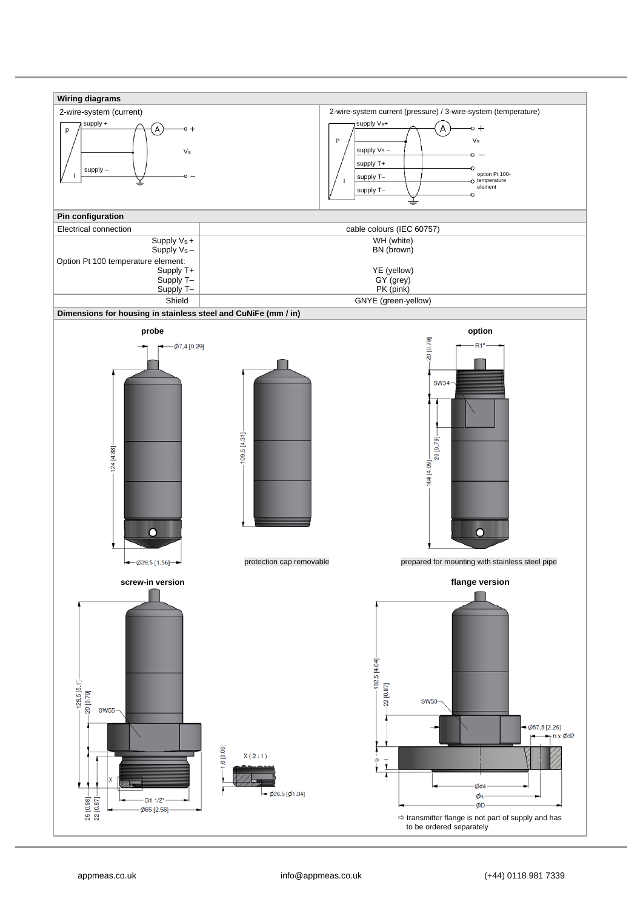## Wiring diagrams

2-wire-system (current)

supply +

supply –

$V_S$

2-wire-system current (pressure) / 3-wire-system (temperature)

supply $V_S$+

supply $V_S$ –

supply T+

supply T–

supply T–

$V_S$

option Pt 100-temperature element

## Pin configuration

| Electrical connection | cable colours (IEC 60757) |
|---|---|
| Supply $V_S$ + | WH (white) |
| Supply $V_S$ – | BN (brown) |
| Option Pt 100 temperature element: | |
| Supply T+ | YE (yellow) |
| Supply T– | GY (grey) |
| Supply T– | PK (pink) |
| Shield | GNYE (green-yellow) |

## Dimensions for housing in stainless steel and CuNiFe (mm / in)

**probe**

Ø7,4 [0.29]

124 [4.88]

109,5 [4.31]

Ø39,5 [1.56]

protection cap removable

**option**

R1"

20 [0.79]

SW34

20 [0.79]

104 [4.09]

prepared for mounting with stainless steel pipe

**screw-in version**

129,5 [5.1]

20 [0.79]

SW55

X

25 [0.98]

22 [0.87]

G1 1/2"

Ø65 [2.56]

1,6 [0.06]

X (2 : 1)

Ø26,5 [Ø1.04]

**flange version**

102,5 [4.04]

22 [0.87]

SW50

Ø57,5 [2.26]

n x Ød2

b

f

Ød4

Øk

ØD

⇨ transmitter flange is not part of supply and has to be ordered separately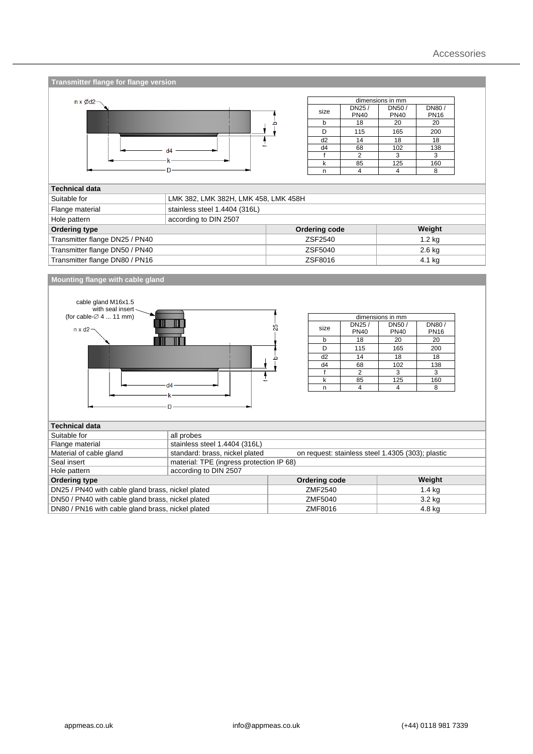## Transmitter flange for flange version

| dimensions in mm | | | |
|---|---|---|---|
| size | DN25 / PN40 | DN50 / PN40 | DN80 / PN16 |
| b | 18 | 20 | 20 |
| D | 115 | 165 | 200 |
| d2 | 14 | 18 | 18 |
| d4 | 68 | 102 | 138 |
| f | 2 | 3 | 3 |
| k | 85 | 125 | 160 |
| n | 4 | 4 | 8 |

| Technical data | |
|---|---|
| Suitable for | LMK 382, LMK 382H, LMK 458, LMK 458H |
| Flange material | stainless steel 1.4404 (316L) |
| Hole pattern | according to DIN 2507 |

| Ordering type | Ordering code | Weight |
|---|---|---|
| Transmitter flange DN25 / PN40 | ZSF2540 | 1.2 kg |
| Transmitter flange DN50 / PN40 | ZSF5040 | 2.6 kg |
| Transmitter flange DN80 / PN16 | ZSF8016 | 4.1 kg |

## Mounting flange with cable gland

cable gland M16x1.5 with seal insert (for cable-∅ 4 ... 11 mm)

| dimensions in mm | | | |
|---|---|---|---|
| size | DN25 / PN40 | DN50 / PN40 | DN80 / PN16 |
| b | 18 | 20 | 20 |
| D | 115 | 165 | 200 |
| d2 | 14 | 18 | 18 |
| d4 | 68 | 102 | 138 |
| f | 2 | 3 | 3 |
| k | 85 | 125 | 160 |
| n | 4 | 4 | 8 |

| Technical data | |
|---|---|
| Suitable for | all probes |
| Flange material | stainless steel 1.4404 (316L) |
| Material of cable gland | standard: brass, nickel plated; on request: stainless steel 1.4305 (303); plastic |
| Seal insert | material: TPE (ingress protection IP 68) |
| Hole pattern | according to DIN 2507 |

| Ordering type | Ordering code | Weight |
|---|---|---|
| DN25 / PN40 with cable gland brass, nickel plated | ZMF2540 | 1.4 kg |
| DN50 / PN40 with cable gland brass, nickel plated | ZMF5040 | 3.2 kg |
| DN80 / PN16 with cable gland brass, nickel plated | ZMF8016 | 4.8 kg |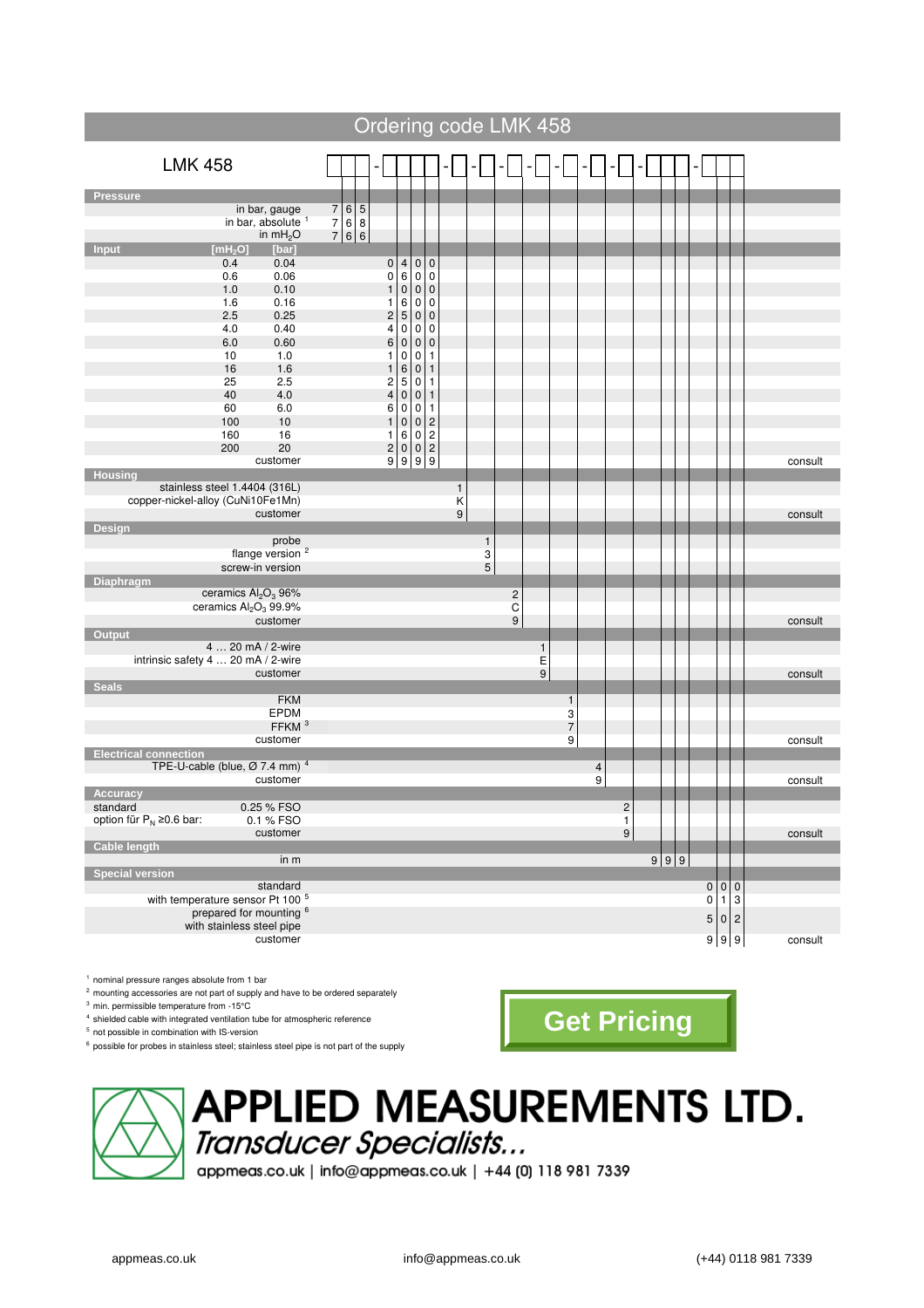# Ordering code LMK 458

LMK 458 [ ][ ][ ] - [ ][ ][ ][ ] - [ ] - [ ] - [ ] - [ ] - [ ] - [ ] - [ ] - [ ][ ][ ] - [ ][ ][ ]

| Category | Option | Code | |
|---|---|---|---|
| **Pressure** | | | |
| | in bar, gauge | 7 6 5 | |
| | in bar, absolute [1] | 7 6 8 | |
| | in $mH_2O$ | 7 6 6 | |
| **Input** | $[mH_2O]$ / [bar] | | |
| | 0.4 / 0.04 | 0 4 0 0 | |
| | 0.6 / 0.06 | 0 6 0 0 | |
| | 1.0 / 0.10 | 1 0 0 0 | |
| | 1.6 / 0.16 | 1 6 0 0 | |
| | 2.5 / 0.25 | 2 5 0 0 | |
| | 4.0 / 0.40 | 4 0 0 0 | |
| | 6.0 / 0.60 | 6 0 0 0 | |
| | 10 / 1.0 | 1 0 0 1 | |
| | 16 / 1.6 | 1 6 0 1 | |
| | 25 / 2.5 | 2 5 0 1 | |
| | 40 / 4.0 | 4 0 0 1 | |
| | 60 / 6.0 | 6 0 0 1 | |
| | 100 / 10 | 1 0 0 2 | |
| | 160 / 16 | 1 6 0 2 | |
| | 200 / 20 | 2 0 0 2 | |
| | customer | 9 9 9 9 | consult |
| **Housing** | | | |
| | stainless steel 1.4404 (316L) | 1 | |
| | copper-nickel-alloy (CuNi10Fe1Mn) | K | |
| | customer | 9 | consult |
| **Design** | | | |
| | probe | 1 | |
| | flange version [2] | 3 | |
| | screw-in version | 5 | |
| **Diaphragm** | | | |
| | ceramics $Al_2O_3$ 96% | 2 | |
| | ceramics $Al_2O_3$ 99.9% | C | |
| | customer | 9 | consult |
| **Output** | | | |
| | 4 … 20 mA / 2-wire | 1 | |
| | intrinsic safety 4 … 20 mA / 2-wire | E | |
| | customer | 9 | consult |
| **Seals** | | | |
| | FKM | 1 | |
| | EPDM | 3 | |
| | FFKM [3] | 7 | |
| | customer | 9 | consult |
| **Electrical connection** | | | |
| | TPE-U-cable (blue, Ø 7.4 mm) [4] | 4 | |
| | customer | 9 | consult |
| **Accuracy** | | | |
| | standard: 0.25 % FSO | 2 | |
| | option für $P_N$ ≥0.6 bar: 0.1 % FSO | 1 | |
| | customer | 9 | consult |
| **Cable length** | | | |
| | in m | 9 9 9 | |
| **Special version** | | | |
| | standard | 0 0 0 | |
| | with temperature sensor Pt 100 [5] | 0 1 3 | |
| | prepared for mounting [6] with stainless steel pipe | 5 0 2 | |
| | customer | 9 9 9 | consult |

[1] nominal pressure ranges absolute from 1 bar
[2] mounting accessories are not part of supply and have to be ordered separately
[3] min. permissible temperature from -15°C
[4] shielded cable with integrated ventilation tube for atmospheric reference
[5] not possible in combination with IS-version
[6] possible for probes in stainless steel; stainless steel pipe is not part of the supply

Get Pricing

**APPLIED MEASUREMENTS LTD.**
*Transducer Specialists...*
appmeas.co.uk | info@appmeas.co.uk | +44 (0) 118 981 7339